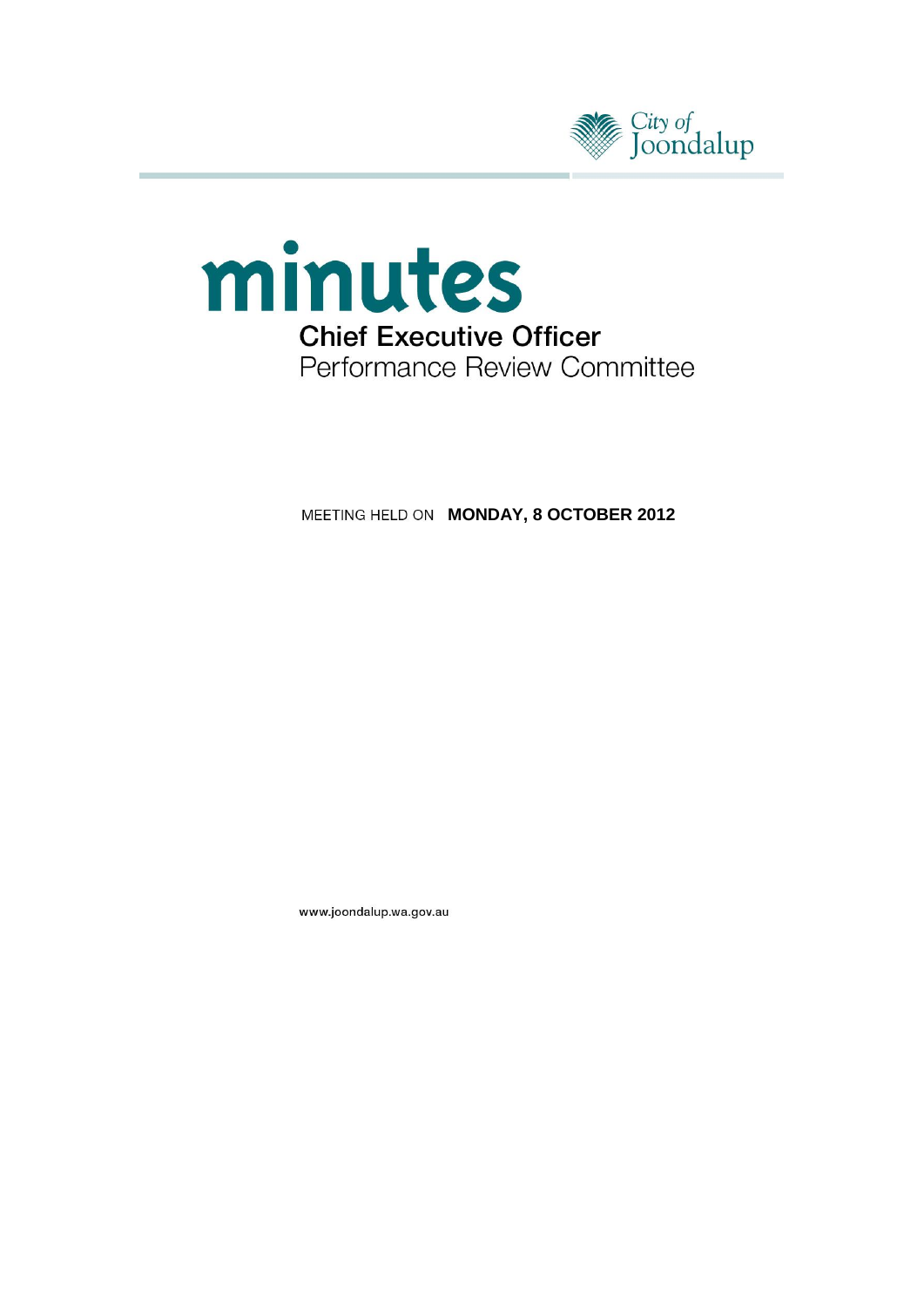City of Joondalup

# minutes

## Chief Executive Officer

Performance Review Committee

MEETING HELD ON **MONDAY, 8 OCTOBER 2012**

www.joondalup.wa.gov.au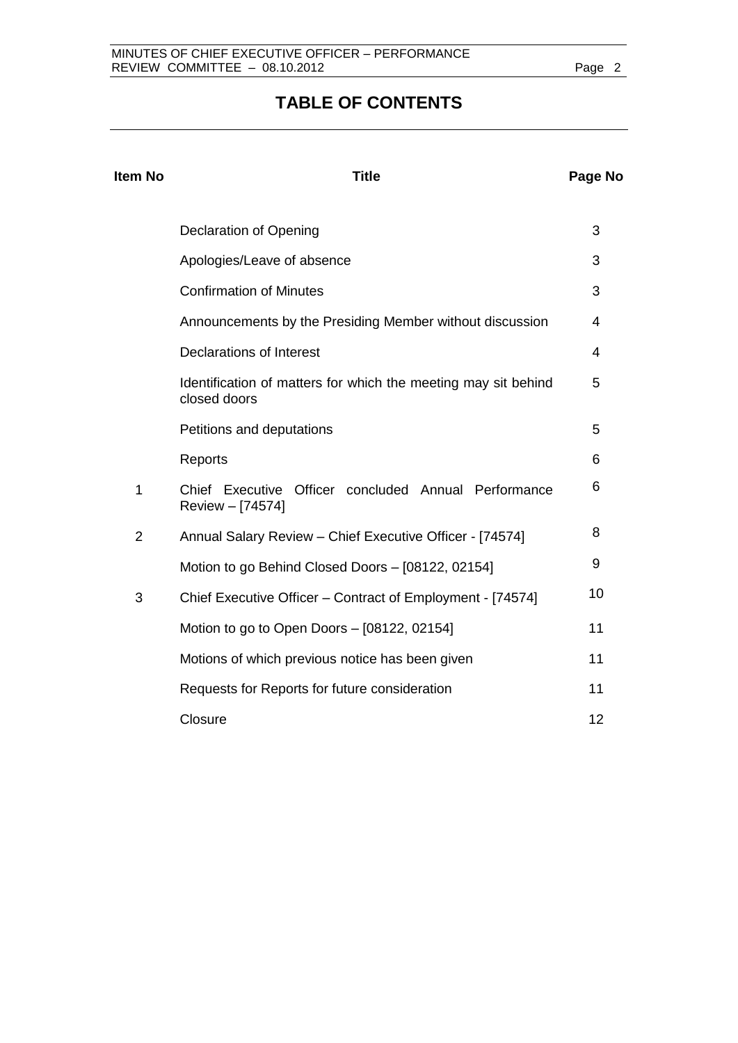# TABLE OF CONTENTS

| Item No | Title | Page No |
|---|---|---|
| | Declaration of Opening | 3 |
| | Apologies/Leave of absence | 3 |
| | Confirmation of Minutes | 3 |
| | Announcements by the Presiding Member without discussion | 4 |
| | Declarations of Interest | 4 |
| | Identification of matters for which the meeting may sit behind closed doors | 5 |
| | Petitions and deputations | 5 |
| | Reports | 6 |
| 1 | Chief Executive Officer concluded Annual Performance Review – [74574] | 6 |
| 2 | Annual Salary Review – Chief Executive Officer - [74574] | 8 |
| | Motion to go Behind Closed Doors – [08122, 02154] | 9 |
| 3 | Chief Executive Officer – Contract of Employment - [74574] | 10 |
| | Motion to go to Open Doors – [08122, 02154] | 11 |
| | Motions of which previous notice has been given | 11 |
| | Requests for Reports for future consideration | 11 |
| | Closure | 12 |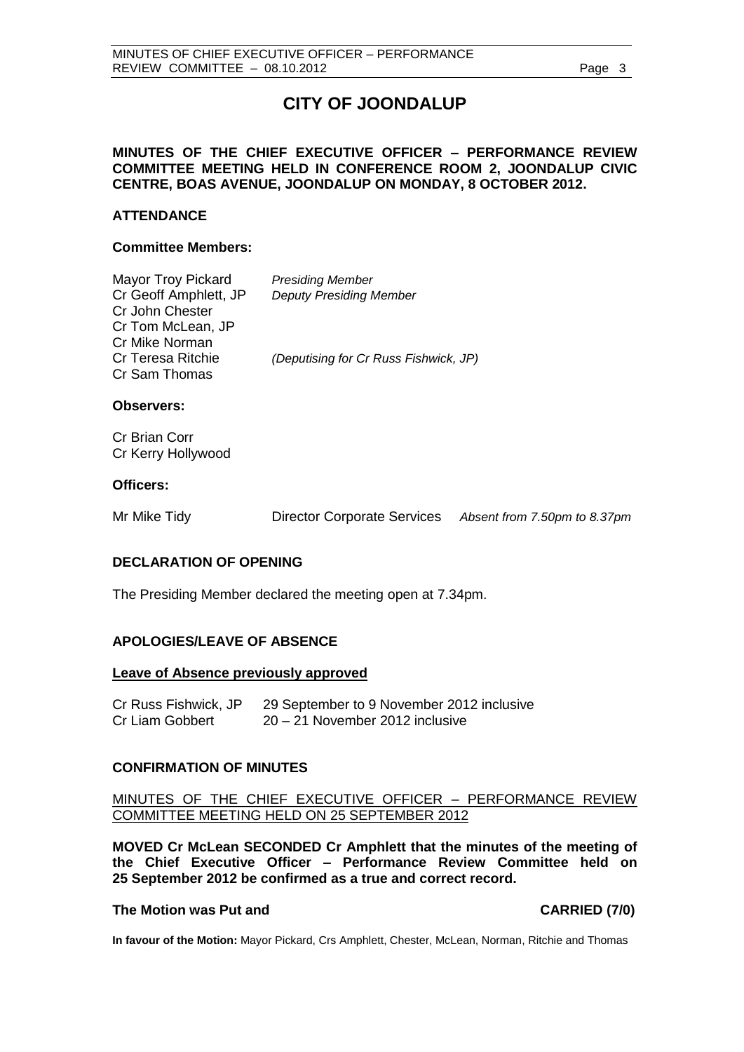# CITY OF JOONDALUP

**MINUTES OF THE CHIEF EXECUTIVE OFFICER – PERFORMANCE REVIEW COMMITTEE MEETING HELD IN CONFERENCE ROOM 2, JOONDALUP CIVIC CENTRE, BOAS AVENUE, JOONDALUP ON MONDAY, 8 OCTOBER 2012.**

## ATTENDANCE

### Committee Members:

| | |
|---|---|
| Mayor Troy Pickard | *Presiding Member* |
| Cr Geoff Amphlett, JP | *Deputy Presiding Member* |
| Cr John Chester | |
| Cr Tom McLean, JP | |
| Cr Mike Norman | |
| Cr Teresa Ritchie | *(Deputising for Cr Russ Fishwick, JP)* |
| Cr Sam Thomas | |

### Observers:

Cr Brian Corr
Cr Kerry Hollywood

### Officers:

| | | |
|---|---|---|
| Mr Mike Tidy | Director Corporate Services | *Absent from 7.50pm to 8.37pm* |

## DECLARATION OF OPENING

The Presiding Member declared the meeting open at 7.34pm.

## APOLOGIES/LEAVE OF ABSENCE

**Leave of Absence previously approved**

| | |
|---|---|
| Cr Russ Fishwick, JP | 29 September to 9 November 2012 inclusive |
| Cr Liam Gobbert | 20 – 21 November 2012 inclusive |

## CONFIRMATION OF MINUTES

MINUTES OF THE CHIEF EXECUTIVE OFFICER – PERFORMANCE REVIEW COMMITTEE MEETING HELD ON 25 SEPTEMBER 2012

**MOVED Cr McLean SECONDED Cr Amphlett that the minutes of the meeting of the Chief Executive Officer – Performance Review Committee held on 25 September 2012 be confirmed as a true and correct record.**

**The Motion was Put and CARRIED (7/0)**

**In favour of the Motion:** Mayor Pickard, Crs Amphlett, Chester, McLean, Norman, Ritchie and Thomas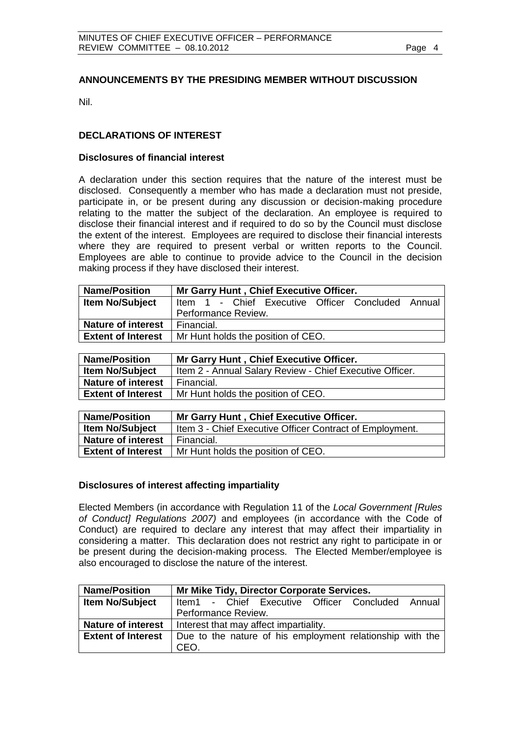## ANNOUNCEMENTS BY THE PRESIDING MEMBER WITHOUT DISCUSSION

Nil.

## DECLARATIONS OF INTEREST

### Disclosures of financial interest

A declaration under this section requires that the nature of the interest must be disclosed. Consequently a member who has made a declaration must not preside, participate in, or be present during any discussion or decision-making procedure relating to the matter the subject of the declaration. An employee is required to disclose their financial interest and if required to do so by the Council must disclose the extent of the interest. Employees are required to disclose their financial interests where they are required to present verbal or written reports to the Council. Employees are able to continue to provide advice to the Council in the decision making process if they have disclosed their interest.

| **Name/Position** | **Mr Garry Hunt , Chief Executive Officer.** |
|---|---|
| **Item No/Subject** | Item 1 - Chief Executive Officer Concluded Annual Performance Review. |
| **Nature of interest** | Financial. |
| **Extent of Interest** | Mr Hunt holds the position of CEO. |

| **Name/Position** | **Mr Garry Hunt , Chief Executive Officer.** |
|---|---|
| **Item No/Subject** | Item 2 - Annual Salary Review - Chief Executive Officer. |
| **Nature of interest** | Financial. |
| **Extent of Interest** | Mr Hunt holds the position of CEO. |

| **Name/Position** | **Mr Garry Hunt , Chief Executive Officer.** |
|---|---|
| **Item No/Subject** | Item 3 - Chief Executive Officer Contract of Employment. |
| **Nature of interest** | Financial. |
| **Extent of Interest** | Mr Hunt holds the position of CEO. |

### Disclosures of interest affecting impartiality

Elected Members (in accordance with Regulation 11 of the *Local Government [Rules of Conduct] Regulations 2007)* and employees (in accordance with the Code of Conduct) are required to declare any interest that may affect their impartiality in considering a matter. This declaration does not restrict any right to participate in or be present during the decision-making process. The Elected Member/employee is also encouraged to disclose the nature of the interest.

| **Name/Position** | **Mr Mike Tidy, Director Corporate Services.** |
|---|---|
| **Item No/Subject** | Item1 - Chief Executive Officer Concluded Annual Performance Review. |
| **Nature of interest** | Interest that may affect impartiality. |
| **Extent of Interest** | Due to the nature of his employment relationship with the CEO. |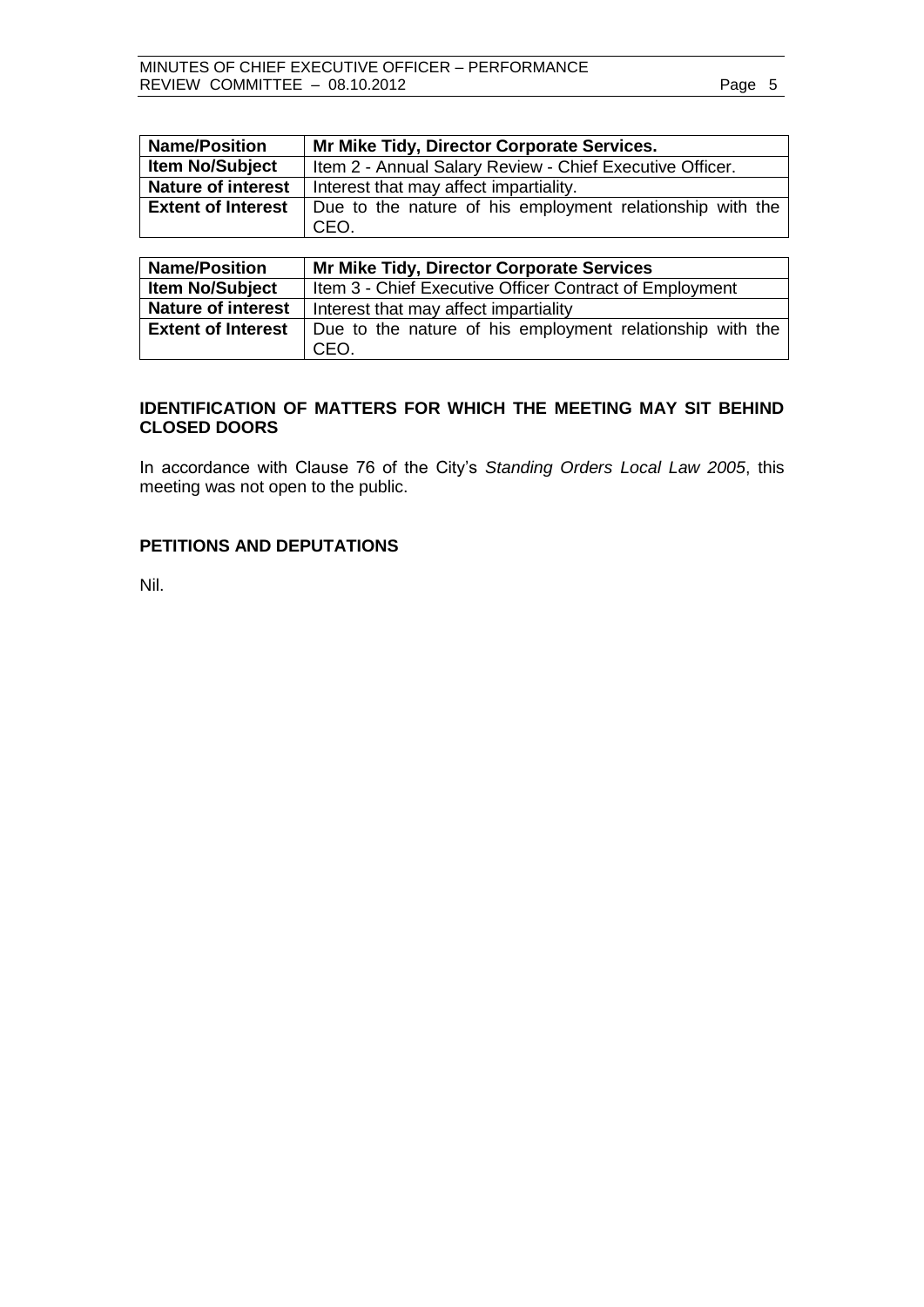| **Name/Position** | **Mr Mike Tidy, Director Corporate Services.** |
| --- | --- |
| **Item No/Subject** | Item 2 - Annual Salary Review - Chief Executive Officer. |
| **Nature of interest** | Interest that may affect impartiality. |
| **Extent of Interest** | Due to the nature of his employment relationship with the CEO. |

| **Name/Position** | **Mr Mike Tidy, Director Corporate Services** |
| --- | --- |
| **Item No/Subject** | Item 3 - Chief Executive Officer Contract of Employment |
| **Nature of interest** | Interest that may affect impartiality |
| **Extent of Interest** | Due to the nature of his employment relationship with the CEO. |

## IDENTIFICATION OF MATTERS FOR WHICH THE MEETING MAY SIT BEHIND CLOSED DOORS

In accordance with Clause 76 of the City's *Standing Orders Local Law 2005*, this meeting was not open to the public.

## PETITIONS AND DEPUTATIONS

Nil.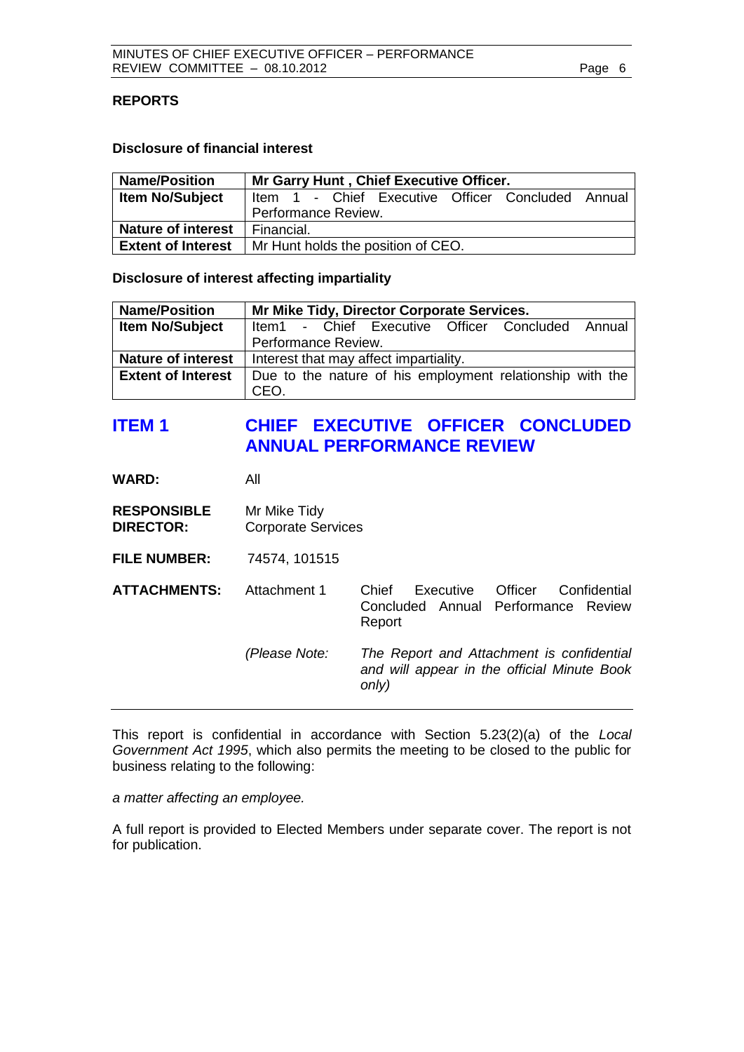## REPORTS

### Disclosure of financial interest

| Name/Position | Mr Garry Hunt , Chief Executive Officer. |
|---|---|
| Item No/Subject | Item 1 - Chief Executive Officer Concluded Annual Performance Review. |
| Nature of interest | Financial. |
| Extent of Interest | Mr Hunt holds the position of CEO. |

### Disclosure of interest affecting impartiality

| Name/Position | Mr Mike Tidy, Director Corporate Services. |
|---|---|
| Item No/Subject | Item1 - Chief Executive Officer Concluded Annual Performance Review. |
| Nature of interest | Interest that may affect impartiality. |
| Extent of Interest | Due to the nature of his employment relationship with the CEO. |

## ITEM 1 CHIEF EXECUTIVE OFFICER CONCLUDED ANNUAL PERFORMANCE REVIEW

**WARD:** All

**RESPONSIBLE DIRECTOR:** Mr Mike Tidy
Corporate Services

**FILE NUMBER:** 74574, 101515

**ATTACHMENTS:** Attachment 1 Chief Executive Officer Confidential Concluded Annual Performance Review Report

*(Please Note: The Report and Attachment is confidential and will appear in the official Minute Book only)*

---

This report is confidential in accordance with Section 5.23(2)(a) of the *Local Government Act 1995*, which also permits the meeting to be closed to the public for business relating to the following:

*a matter affecting an employee.*

A full report is provided to Elected Members under separate cover. The report is not for publication.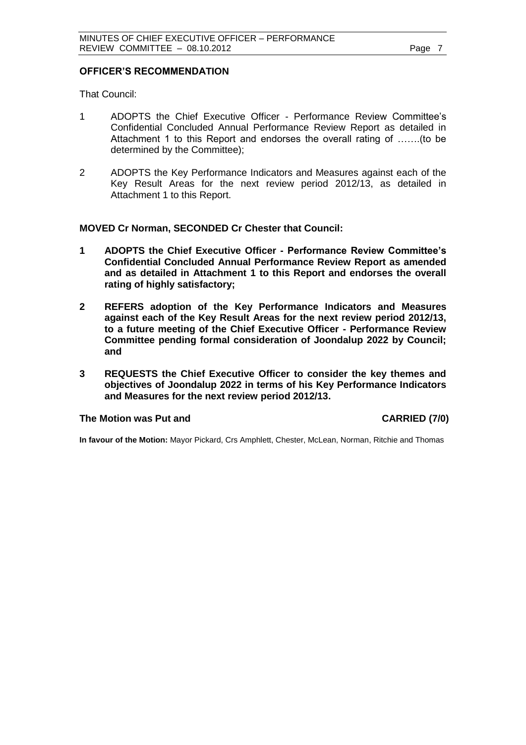**OFFICER'S RECOMMENDATION**

That Council:

1 ADOPTS the Chief Executive Officer - Performance Review Committee's Confidential Concluded Annual Performance Review Report as detailed in Attachment 1 to this Report and endorses the overall rating of …….(to be determined by the Committee);

2 ADOPTS the Key Performance Indicators and Measures against each of the Key Result Areas for the next review period 2012/13, as detailed in Attachment 1 to this Report.

**MOVED Cr Norman, SECONDED Cr Chester that Council:**

**1 ADOPTS the Chief Executive Officer - Performance Review Committee's Confidential Concluded Annual Performance Review Report as amended and as detailed in Attachment 1 to this Report and endorses the overall rating of highly satisfactory;**

**2 REFERS adoption of the Key Performance Indicators and Measures against each of the Key Result Areas for the next review period 2012/13, to a future meeting of the Chief Executive Officer - Performance Review Committee pending formal consideration of Joondalup 2022 by Council; and**

**3 REQUESTS the Chief Executive Officer to consider the key themes and objectives of Joondalup 2022 in terms of his Key Performance Indicators and Measures for the next review period 2012/13.**

**The Motion was Put and CARRIED (7/0)**

**In favour of the Motion:** Mayor Pickard, Crs Amphlett, Chester, McLean, Norman, Ritchie and Thomas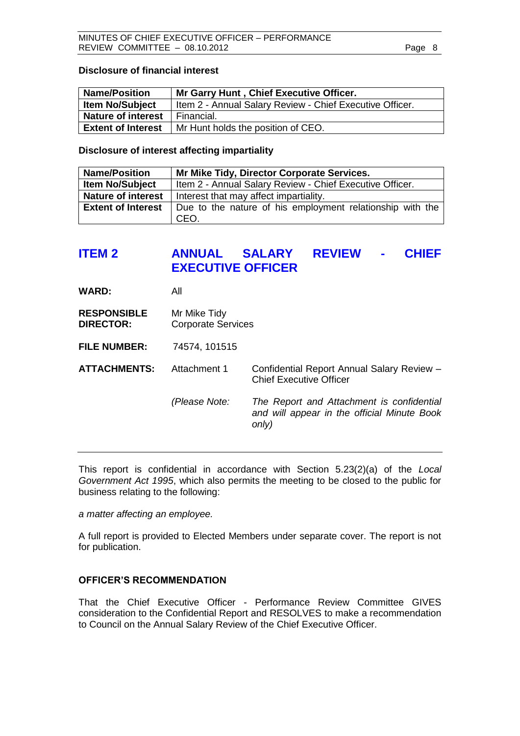**Disclosure of financial interest**

| Name/Position | Mr Garry Hunt , Chief Executive Officer. |
|---|---|
| Item No/Subject | Item 2 - Annual Salary Review - Chief Executive Officer. |
| Nature of interest | Financial. |
| Extent of Interest | Mr Hunt holds the position of CEO. |

**Disclosure of interest affecting impartiality**

| Name/Position | Mr Mike Tidy, Director Corporate Services. |
|---|---|
| Item No/Subject | Item 2 - Annual Salary Review - Chief Executive Officer. |
| Nature of interest | Interest that may affect impartiality. |
| Extent of Interest | Due to the nature of his employment relationship with the CEO. |

## ITEM 2 ANNUAL SALARY REVIEW - CHIEF EXECUTIVE OFFICER

**WARD:** All

**RESPONSIBLE DIRECTOR:** Mr Mike Tidy
Corporate Services

**FILE NUMBER:** 74574, 101515

**ATTACHMENTS:** Attachment 1 Confidential Report Annual Salary Review – Chief Executive Officer

*(Please Note: The Report and Attachment is confidential and will appear in the official Minute Book only)*

---

This report is confidential in accordance with Section 5.23(2)(a) of the *Local Government Act 1995*, which also permits the meeting to be closed to the public for business relating to the following:

*a matter affecting an employee.*

A full report is provided to Elected Members under separate cover. The report is not for publication.

**OFFICER'S RECOMMENDATION**

That the Chief Executive Officer - Performance Review Committee GIVES consideration to the Confidential Report and RESOLVES to make a recommendation to Council on the Annual Salary Review of the Chief Executive Officer.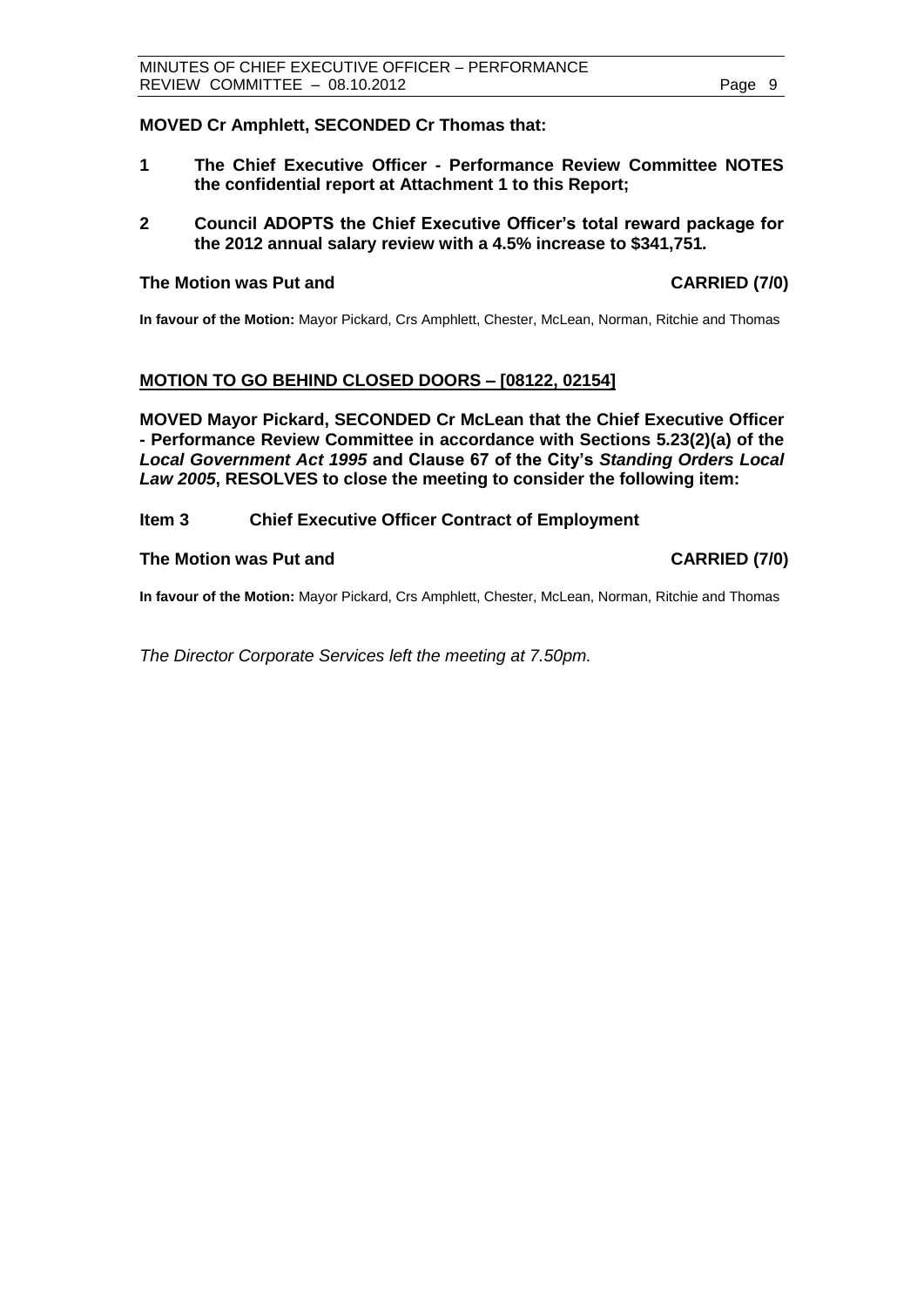**MOVED Cr Amphlett, SECONDED Cr Thomas that:**

**1 The Chief Executive Officer - Performance Review Committee NOTES the confidential report at Attachment 1 to this Report;**

**2 Council ADOPTS the Chief Executive Officer's total reward package for the 2012 annual salary review with a 4.5% increase to $341,751.**

**The Motion was Put and CARRIED (7/0)**

**In favour of the Motion:** Mayor Pickard, Crs Amphlett, Chester, McLean, Norman, Ritchie and Thomas

## MOTION TO GO BEHIND CLOSED DOORS – [08122, 02154]

**MOVED Mayor Pickard, SECONDED Cr McLean that the Chief Executive Officer - Performance Review Committee in accordance with Sections 5.23(2)(a) of the *Local Government Act 1995* and Clause 67 of the City's *Standing Orders Local Law 2005*, RESOLVES to close the meeting to consider the following item:**

**Item 3 Chief Executive Officer Contract of Employment**

**The Motion was Put and CARRIED (7/0)**

**In favour of the Motion:** Mayor Pickard, Crs Amphlett, Chester, McLean, Norman, Ritchie and Thomas

*The Director Corporate Services left the meeting at 7.50pm.*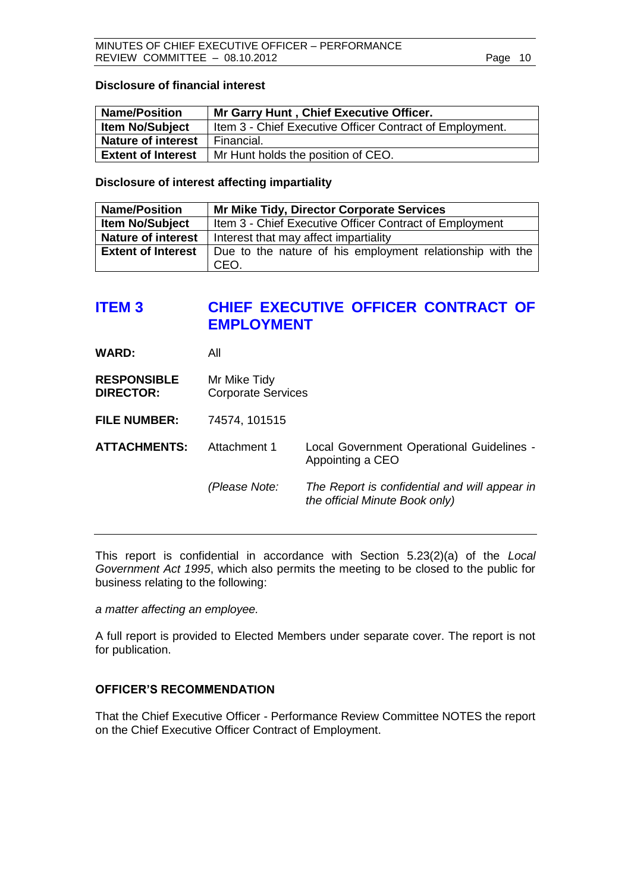**Disclosure of financial interest**

| Name/Position | Mr Garry Hunt , Chief Executive Officer. |
|---|---|
| Item No/Subject | Item 3 - Chief Executive Officer Contract of Employment. |
| Nature of interest | Financial. |
| Extent of Interest | Mr Hunt holds the position of CEO. |

**Disclosure of interest affecting impartiality**

| Name/Position | Mr Mike Tidy, Director Corporate Services |
|---|---|
| Item No/Subject | Item 3 - Chief Executive Officer Contract of Employment |
| Nature of interest | Interest that may affect impartiality |
| Extent of Interest | Due to the nature of his employment relationship with the CEO. |

## ITEM 3 CHIEF EXECUTIVE OFFICER CONTRACT OF EMPLOYMENT

**WARD:** All

**RESPONSIBLE DIRECTOR:** Mr Mike Tidy
Corporate Services

**FILE NUMBER:** 74574, 101515

**ATTACHMENTS:** Attachment 1 Local Government Operational Guidelines - Appointing a CEO

*(Please Note: The Report is confidential and will appear in the official Minute Book only)*

---

This report is confidential in accordance with Section 5.23(2)(a) of the *Local Government Act 1995*, which also permits the meeting to be closed to the public for business relating to the following:

*a matter affecting an employee.*

A full report is provided to Elected Members under separate cover. The report is not for publication.

**OFFICER'S RECOMMENDATION**

That the Chief Executive Officer - Performance Review Committee NOTES the report on the Chief Executive Officer Contract of Employment.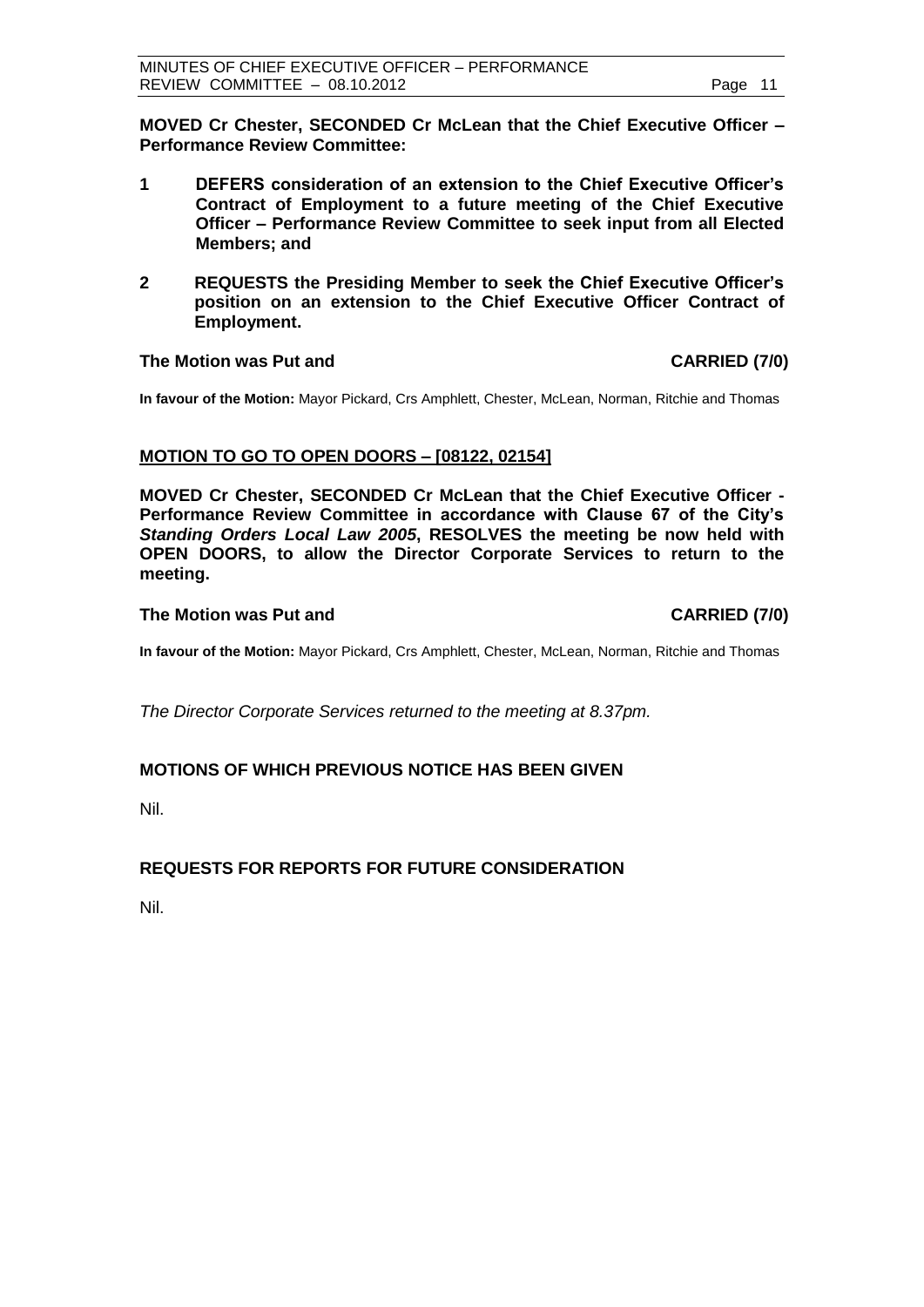**MOVED Cr Chester, SECONDED Cr McLean that the Chief Executive Officer – Performance Review Committee:**

1. **DEFERS consideration of an extension to the Chief Executive Officer's Contract of Employment to a future meeting of the Chief Executive Officer – Performance Review Committee to seek input from all Elected Members; and**
2. **REQUESTS the Presiding Member to seek the Chief Executive Officer's position on an extension to the Chief Executive Officer Contract of Employment.**

**The Motion was Put and CARRIED (7/0)**

**In favour of the Motion:** Mayor Pickard, Crs Amphlett, Chester, McLean, Norman, Ritchie and Thomas

## MOTION TO GO TO OPEN DOORS – [08122, 02154]

**MOVED Cr Chester, SECONDED Cr McLean that the Chief Executive Officer - Performance Review Committee in accordance with Clause 67 of the City's *Standing Orders Local Law 2005*, RESOLVES the meeting be now held with OPEN DOORS, to allow the Director Corporate Services to return to the meeting.**

**The Motion was Put and CARRIED (7/0)**

**In favour of the Motion:** Mayor Pickard, Crs Amphlett, Chester, McLean, Norman, Ritchie and Thomas

*The Director Corporate Services returned to the meeting at 8.37pm.*

## MOTIONS OF WHICH PREVIOUS NOTICE HAS BEEN GIVEN

Nil.

## REQUESTS FOR REPORTS FOR FUTURE CONSIDERATION

Nil.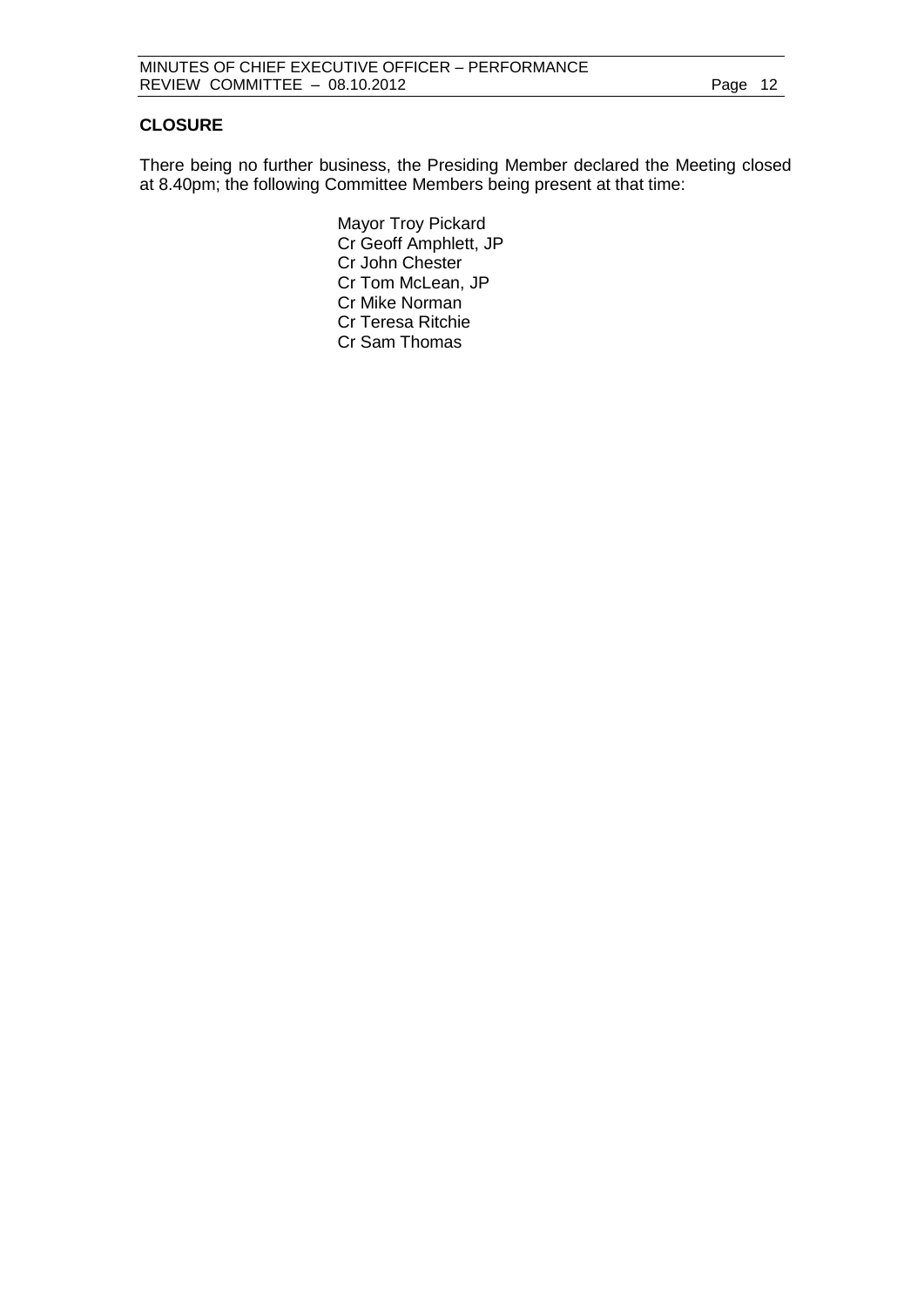**CLOSURE**

There being no further business, the Presiding Member declared the Meeting closed at 8.40pm; the following Committee Members being present at that time:

Mayor Troy Pickard
Cr Geoff Amphlett, JP
Cr John Chester
Cr Tom McLean, JP
Cr Mike Norman
Cr Teresa Ritchie
Cr Sam Thomas